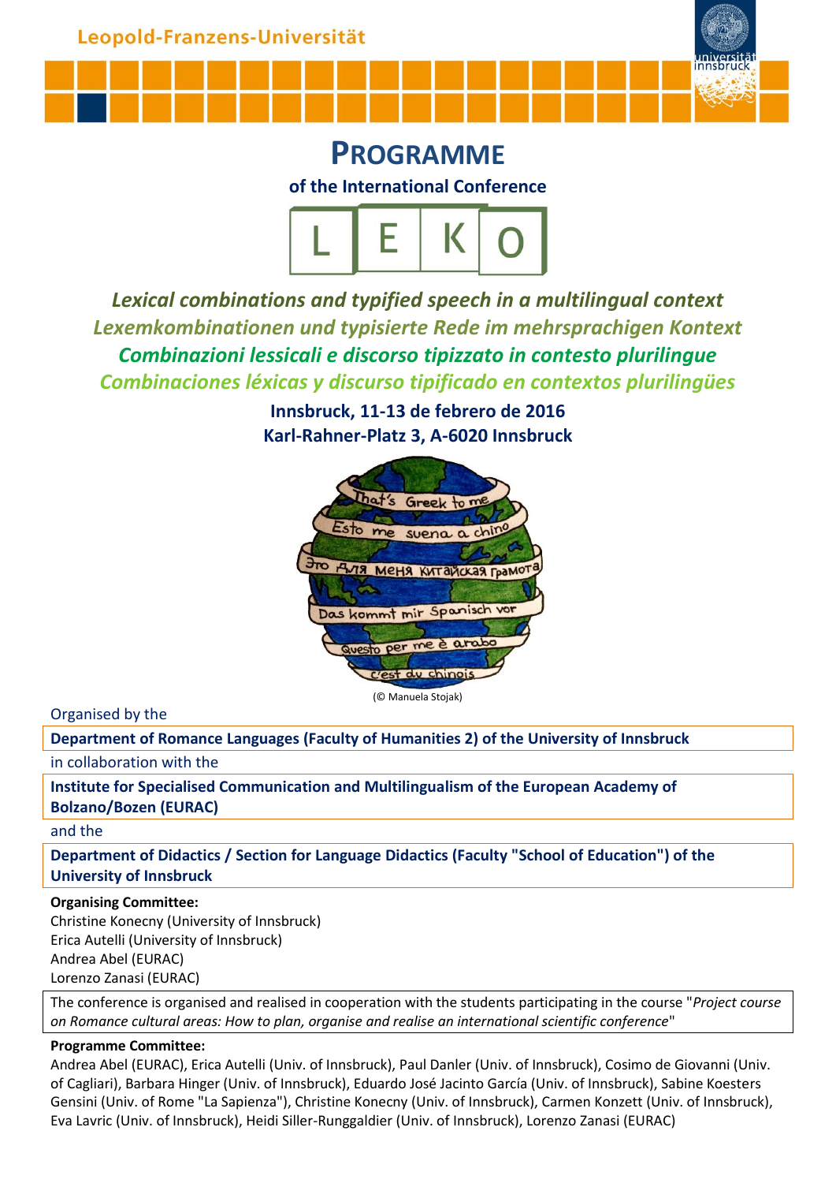Leopold-Franzens-Universität

# PROGRAMME

### of the International Conference

## LEKO

***Lexical combinations and typified speech in a multilingual context***

***Lexemkombinationen und typisierte Rede im mehrsprachigen Kontext***

***Combinazioni lessicali e discorso tipizzato in contesto plurilingue***

***Combinaciones léxicas y discurso tipificado en contextos plurilingües***

**Innsbruck, 11-13 de febrero de 2016**

**Karl-Rahner-Platz 3, A-6020 Innsbruck**

(© Manuela Stojak)

Organised by the

**Department of Romance Languages (Faculty of Humanities 2) of the University of Innsbruck**

in collaboration with the

**Institute for Specialised Communication and Multilingualism of the European Academy of Bolzano/Bozen (EURAC)**

and the

**Department of Didactics / Section for Language Didactics (Faculty "School of Education") of the University of Innsbruck**

**Organising Committee:**

Christine Konecny (University of Innsbruck)
Erica Autelli (University of Innsbruck)
Andrea Abel (EURAC)
Lorenzo Zanasi (EURAC)

The conference is organised and realised in cooperation with the students participating in the course "*Project course on Romance cultural areas: How to plan, organise and realise an international scientific conference*"

**Programme Committee:**

Andrea Abel (EURAC), Erica Autelli (Univ. of Innsbruck), Paul Danler (Univ. of Innsbruck), Cosimo de Giovanni (Univ. of Cagliari), Barbara Hinger (Univ. of Innsbruck), Eduardo José Jacinto García (Univ. of Innsbruck), Sabine Koesters Gensini (Univ. of Rome "La Sapienza"), Christine Konecny (Univ. of Innsbruck), Carmen Konzett (Univ. of Innsbruck), Eva Lavric (Univ. of Innsbruck), Heidi Siller-Runggaldier (Univ. of Innsbruck), Lorenzo Zanasi (EURAC)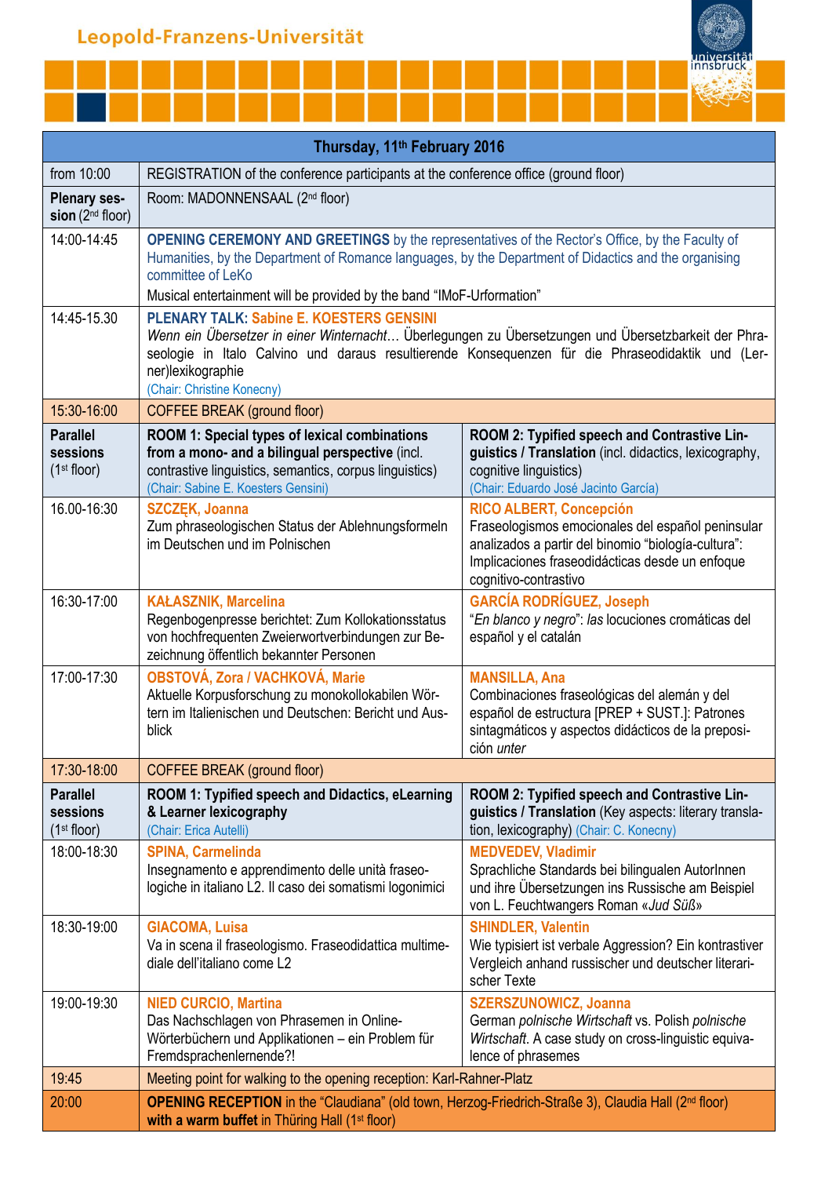Leopold-Franzens-Universität

| Thursday, 11th February 2016 | | |
|---|---|---|
| from 10:00 | REGISTRATION of the conference participants at the conference office (ground floor) | |
| **Plenary session** (2nd floor) | Room: MADONNENSAAL (2nd floor) | |
| 14:00-14:45 | **OPENING CEREMONY AND GREETINGS** by the representatives of the Rector's Office, by the Faculty of Humanities, by the Department of Romance languages, by the Department of Didactics and the organising committee of LeKo<br>Musical entertainment will be provided by the band "IMoF-Urformation" | |
| 14:45-15.30 | **PLENARY TALK: Sabine E. KOESTERS GENSINI**<br>*Wenn ein Übersetzer in einer Winternacht*… Überlegungen zu Übersetzungen und Übersetzbarkeit der Phraseologie in Italo Calvino und daraus resultierende Konsequenzen für die Phraseodidaktik und (Lerner)lexikographie<br>(Chair: Christine Konecny) | |
| 15:30-16:00 | COFFEE BREAK (ground floor) | |
| **Parallel sessions** (1st floor) | **ROOM 1: Special types of lexical combinations from a mono- and a bilingual perspective** (incl. contrastive linguistics, semantics, corpus linguistics)<br>(Chair: Sabine E. Koesters Gensini) | **ROOM 2: Typified speech and Contrastive Linguistics / Translation** (incl. didactics, lexicography, cognitive linguistics)<br>(Chair: Eduardo José Jacinto García) |
| 16.00-16:30 | **SZCZĘK, Joanna**<br>Zum phraseologischen Status der Ablehnungsformeln im Deutschen und im Polnischen | **RICO ALBERT, Concepción**<br>Fraseologismos emocionales del español peninsular analizados a partir del binomio "biología-cultura": Implicaciones fraseodidácticas desde un enfoque cognitivo-contrastivo |
| 16:30-17:00 | **KAŁASZNIK, Marcelina**<br>Regenbogenpresse berichtet: Zum Kollokationsstatus von hochfrequenten Zweierwortverbindungen zur Bezeichnung öffentlich bekannter Personen | **GARCÍA RODRÍGUEZ, Joseph**<br>"*En blanco y negro*": *las* locuciones cromáticas del español y el catalán |
| 17:00-17:30 | **OBSTOVÁ, Zora / VACHKOVÁ, Marie**<br>Aktuelle Korpusforschung zu monokollokabilen Wörtern im Italienischen und Deutschen: Bericht und Ausblick | **MANSILLA, Ana**<br>Combinaciones fraseológicas del alemán y del español de estructura [PREP + SUST.]: Patrones sintagmáticos y aspectos didácticos de la preposición *unter* |
| 17:30-18:00 | COFFEE BREAK (ground floor) | |
| **Parallel sessions** (1st floor) | **ROOM 1: Typified speech and Didactics, eLearning & Learner lexicography**<br>(Chair: Erica Autelli) | **ROOM 2: Typified speech and Contrastive Linguistics / Translation** (Key aspects: literary translation, lexicography) (Chair: C. Konecny) |
| 18:00-18:30 | **SPINA, Carmelinda**<br>Insegnamento e apprendimento delle unità fraseologiche in italiano L2. Il caso dei somatismi logonimici | **MEDVEDEV, Vladimir**<br>Sprachliche Standards bei bilingualen AutorInnen und ihre Übersetzungen ins Russische am Beispiel von L. Feuchtwangers Roman «*Jud Süß*» |
| 18:30-19:00 | **GIACOMA, Luisa**<br>Va in scena il fraseologismo. Fraseodidattica multimediale dell'italiano come L2 | **SHINDLER, Valentin**<br>Wie typisiert ist verbale Aggression? Ein kontrastiver Vergleich anhand russischer und deutscher literarischer Texte |
| 19:00-19:30 | **NIED CURCIO, Martina**<br>Das Nachschlagen von Phrasemen in Online-Wörterbüchern und Applikationen – ein Problem für Fremdsprachenlernende?! | **SZERSZUNOWICZ, Joanna**<br>German *polnische Wirtschaft* vs. Polish *polnische Wirtschaft*. A case study on cross-linguistic equivalence of phrasemes |
| 19:45 | Meeting point for walking to the opening reception: Karl-Rahner-Platz | |
| 20:00 | **OPENING RECEPTION** in the "Claudiana" (old town, Herzog-Friedrich-Straße 3), Claudia Hall (2nd floor) **with a warm buffet** in Thüring Hall (1st floor) | |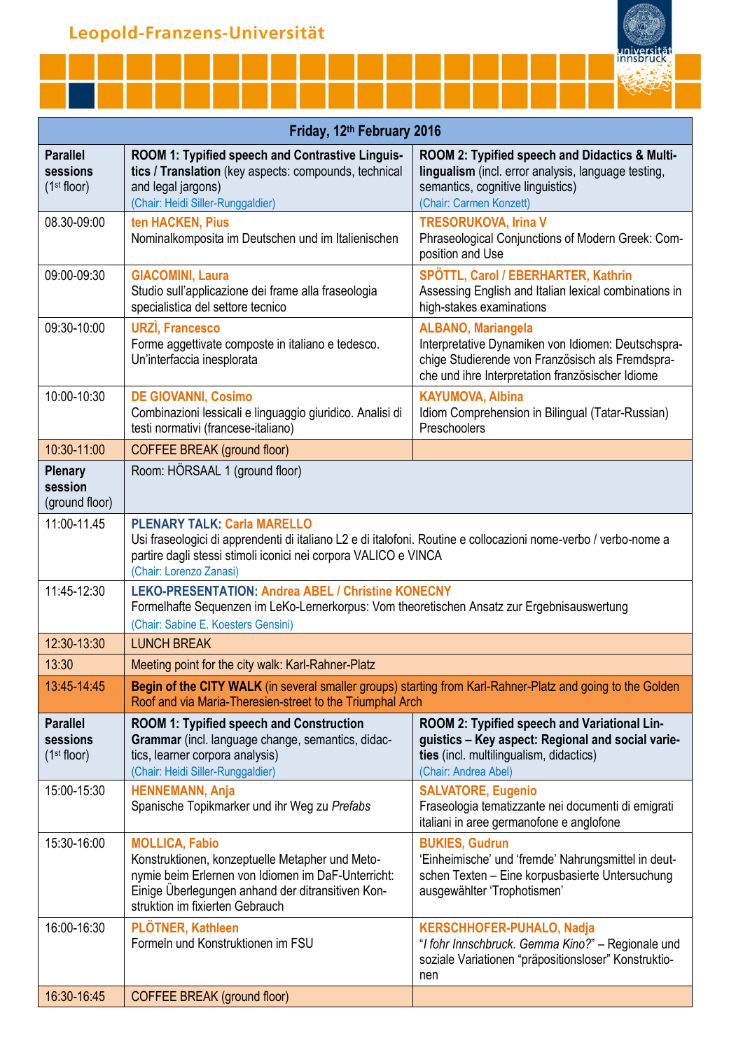Leopold-Franzens-Universität

| Friday, 12th February 2016 | | |
|---|---|---|
| **Parallel sessions** (1st floor) | **ROOM 1: Typified speech and Contrastive Linguistics / Translation** (key aspects: compounds, technical and legal jargons) (Chair: Heidi Siller-Runggaldier) | **ROOM 2: Typified speech and Didactics & Multilingualism** (incl. error analysis, language testing, semantics, cognitive linguistics) (Chair: Carmen Konzett) |
| 08.30-09:00 | ten HACKEN, Pius<br>Nominalkomposita im Deutschen und im Italienischen | TRESORUKOVA, Irina V<br>Phraseological Conjunctions of Modern Greek: Composition and Use |
| 09:00-09:30 | GIACOMINI, Laura<br>Studio sull'applicazione dei frame alla fraseologia specialistica del settore tecnico | SPÖTTL, Carol / EBERHARTER, Kathrin<br>Assessing English and Italian lexical combinations in high-stakes examinations |
| 09:30-10:00 | URZÌ, Francesco<br>Forme aggettivate composte in italiano e tedesco. Un'interfaccia inesplorata | ALBANO, Mariangela<br>Interpretative Dynamiken von Idiomen: Deutschsprachige Studierende von Französisch als Fremdsprache und ihre Interpretation französischer Idiome |
| 10:00-10:30 | DE GIOVANNI, Cosimo<br>Combinazioni lessicali e linguaggio giuridico. Analisi di testi normativi (francese-italiano) | KAYUMOVA, Albina<br>Idiom Comprehension in Bilingual (Tatar-Russian) Preschoolers |
| 10:30-11:00 | COFFEE BREAK (ground floor) | |
| **Plenary session** (ground floor) | Room: HÖRSAAL 1 (ground floor) | |
| 11:00-11.45 | **PLENARY TALK:** Carla MARELLO<br>Usi fraseologici di apprendenti di italiano L2 e di italofoni. Routine e collocazioni nome-verbo / verbo-nome a partire dagli stessi stimoli iconici nei corpora VALICO e VINCA<br>(Chair: Lorenzo Zanasi) | |
| 11:45-12:30 | **LEKO-PRESENTATION:** Andrea ABEL / Christine KONECNY<br>Formelhafte Sequenzen im LeKo-Lernerkorpus: Vom theoretischen Ansatz zur Ergebnisauswertung<br>(Chair: Sabine E. Koesters Gensini) | |
| 12:30-13:30 | LUNCH BREAK | |
| 13:30 | Meeting point for the city walk: Karl-Rahner-Platz | |
| 13:45-14:45 | **Begin of the CITY WALK** (in several smaller groups) starting from Karl-Rahner-Platz and going to the Golden Roof and via Maria-Theresien-street to the Triumphal Arch | |
| **Parallel sessions** (1st floor) | **ROOM 1: Typified speech and Construction Grammar** (incl. language change, semantics, didactics, learner corpora analysis) (Chair: Heidi Siller-Runggaldier) | **ROOM 2: Typified speech and Variational Linguistics – Key aspect: Regional and social varieties** (incl. multilingualism, didactics) (Chair: Andrea Abel) |
| 15:00-15:30 | HENNEMANN, Anja<br>Spanische Topikmarker und ihr Weg zu *Prefabs* | SALVATORE, Eugenio<br>Fraseologia tematizzante nei documenti di emigrati italiani in aree germanofone e anglofone |
| 15:30-16:00 | MOLLICA, Fabio<br>Konstruktionen, konzeptuelle Metapher und Metonymie beim Erlernen von Idiomen im DaF-Unterricht: Einige Überlegungen anhand der ditransitiven Konstruktion im fixierten Gebrauch | BUKIES, Gudrun<br>'Einheimische' und 'fremde' Nahrungsmittel in deutschen Texten – Eine korpusbasierte Untersuchung ausgewählter 'Trophotismen' |
| 16:00-16:30 | PLÖTNER, Kathleen<br>Formeln und Konstruktionen im FSU | KERSCHHOFER-PUHALO, Nadja<br>"*I fohr Innschbruck. Gemma Kino?*" – Regionale und soziale Variationen "präpositionsloser" Konstruktionen |
| 16:30-16:45 | COFFEE BREAK (ground floor) | |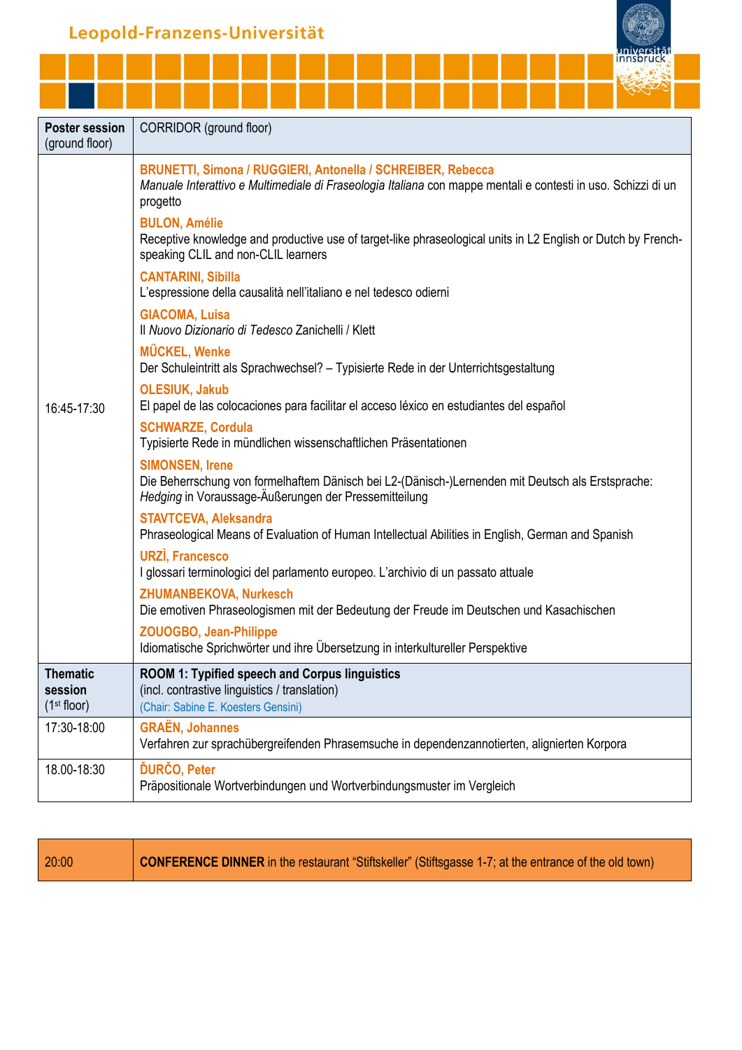| Poster session (ground floor) | CORRIDOR (ground floor) |
|---|---|
| 16:45-17:30 | **BRUNETTI, Simona / RUGGIERI, Antonella / SCHREIBER, Rebecca**<br>*Manuale Interattivo e Multimediale di Fraseologia Italiana* con mappe mentali e contesti in uso. Schizzi di un progetto<br>**BULON, Amélie**<br>Receptive knowledge and productive use of target-like phraseological units in L2 English or Dutch by French-speaking CLIL and non-CLIL learners<br>**CANTARINI, Sibilla**<br>L'espressione della causalità nell'italiano e nel tedesco odierni<br>**GIACOMA, Luisa**<br>Il *Nuovo Dizionario di Tedesco* Zanichelli / Klett<br>**MÜCKEL, Wenke**<br>Der Schuleintritt als Sprachwechsel? – Typisierte Rede in der Unterrichtsgestaltung<br>**OLESIUK, Jakub**<br>El papel de las colocaciones para facilitar el acceso léxico en estudiantes del español<br>**SCHWARZE, Cordula**<br>Typisierte Rede in mündlichen wissenschaftlichen Präsentationen<br>**SIMONSEN, Irene**<br>Die Beherrschung von formelhaftem Dänisch bei L2-(Dänisch-)Lernenden mit Deutsch als Erstsprache: *Hedging* in Voraussage-Äußerungen der Pressemitteilung<br>**STAVTCEVA, Aleksandra**<br>Phraseological Means of Evaluation of Human Intellectual Abilities in English, German and Spanish<br>**URZÌ, Francesco**<br>I glossari terminologici del parlamento europeo. L'archivio di un passato attuale<br>**ZHUMANBEKOVA, Nurkesch**<br>Die emotiven Phraseologismen mit der Bedeutung der Freude im Deutschen und Kasachischen<br>**ZOUOGBO, Jean-Philippe**<br>Idiomatische Sprichwörter und ihre Übersetzung in interkultureller Perspektive |
| **Thematic session** (1st floor) | **ROOM 1: Typified speech and Corpus linguistics**<br>(incl. contrastive linguistics / translation)<br>(Chair: Sabine E. Koesters Gensini) |
| 17:30-18:00 | **GRAËN, Johannes**<br>Verfahren zur sprachübergreifenden Phrasensuche in dependenzannotierten, alignierten Korpora |
| 18.00-18:30 | **ĎURČO, Peter**<br>Präpositionale Wortverbindungen und Wortverbindungsmuster im Vergleich |

| 20:00 | **CONFERENCE DINNER** in the restaurant "Stiftskeller" (Stiftsgasse 1-7; at the entrance of the old town) |
|---|---|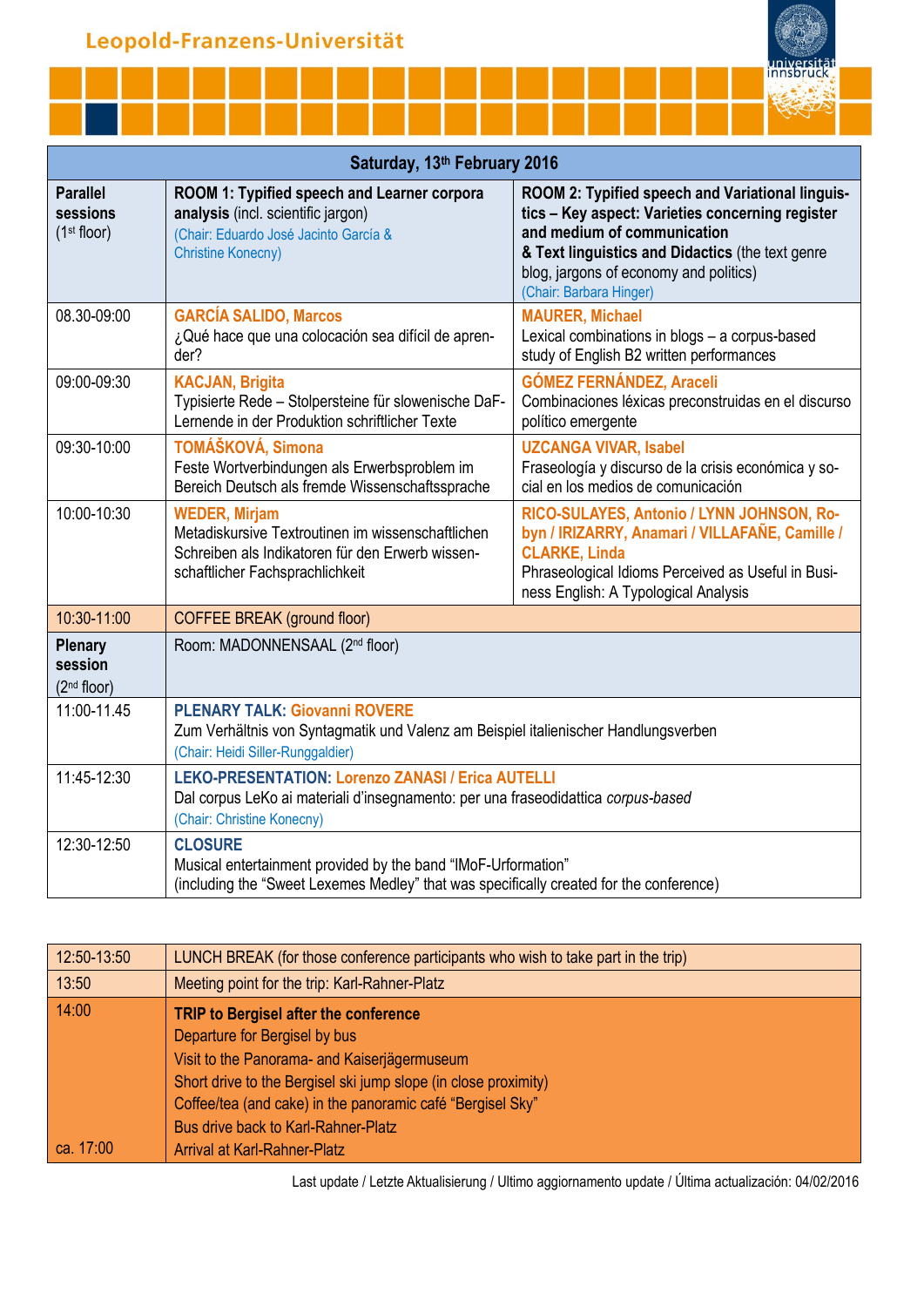Leopold-Franzens-Universität

| Saturday, 13th February 2016 | | |
|---|---|---|
| **Parallel sessions** (1st floor) | **ROOM 1: Typified speech and Learner corpora analysis** (incl. scientific jargon) (Chair: Eduardo José Jacinto García & Christine Konecny) | **ROOM 2: Typified speech and Variational linguistics – Key aspect: Varieties concerning register and medium of communication & Text linguistics and Didactics** (the text genre blog, jargons of economy and politics) (Chair: Barbara Hinger) |
| 08.30-09:00 | **GARCÍA SALIDO, Marcos** ¿Qué hace que una colocación sea difícil de aprender? | **MAURER, Michael** Lexical combinations in blogs – a corpus-based study of English B2 written performances |
| 09:00-09:30 | **KACJAN, Brigita** Typisierte Rede – Stolpersteine für slowenische DaF-Lernende in der Produktion schriftlicher Texte | **GÓMEZ FERNÁNDEZ, Araceli** Combinaciones léxicas preconstruidas en el discurso político emergente |
| 09:30-10:00 | **TOMÁŠKOVÁ, Simona** Feste Wortverbindungen als Erwerbsproblem im Bereich Deutsch als fremde Wissenschaftssprache | **UZCANGA VIVAR, Isabel** Fraseología y discurso de la crisis económica y social en los medios de comunicación |
| 10:00-10:30 | **WEDER, Mirjam** Metadiskursive Textroutinen im wissenschaftlichen Schreiben als Indikatoren für den Erwerb wissenschaftlicher Fachsprachlichkeit | **RICO-SULAYES, Antonio / LYNN JOHNSON, Robyn / IRIZARRY, Anamari / VILLAFAÑE, Camille / CLARKE, Linda** Phraseological Idioms Perceived as Useful in Business English: A Typological Analysis |
| 10:30-11:00 | COFFEE BREAK (ground floor) | |
| **Plenary session** (2nd floor) | Room: MADONNENSAAL (2nd floor) | |
| 11:00-11.45 | **PLENARY TALK: Giovanni ROVERE** Zum Verhältnis von Syntagmatik und Valenz am Beispiel italienischer Handlungsverben (Chair: Heidi Siller-Runggaldier) | |
| 11:45-12:30 | **LEKO-PRESENTATION: Lorenzo ZANASI / Erica AUTELLI** Dal corpus LeKo ai materiali d'insegnamento: per una fraseodidattica *corpus-based* (Chair: Christine Konecny) | |
| 12:30-12:50 | **CLOSURE** Musical entertainment provided by the band "IMoF-Urformation" (including the "Sweet Lexemes Medley" that was specifically created for the conference) | |

| | |
|---|---|
| 12:50-13:50 | LUNCH BREAK (for those conference participants who wish to take part in the trip) |
| 13:50 | Meeting point for the trip: Karl-Rahner-Platz |
| 14:00 | **TRIP to Bergisel after the conference** Departure for Bergisel by bus Visit to the Panorama- and Kaiserjägermuseum Short drive to the Bergisel ski jump slope (in close proximity) Coffee/tea (and cake) in the panoramic café "Bergisel Sky" Bus drive back to Karl-Rahner-Platz |
| ca. 17:00 | Arrival at Karl-Rahner-Platz |

Last update / Letzte Aktualisierung / Ultimo aggiornamento update / Última actualización: 04/02/2016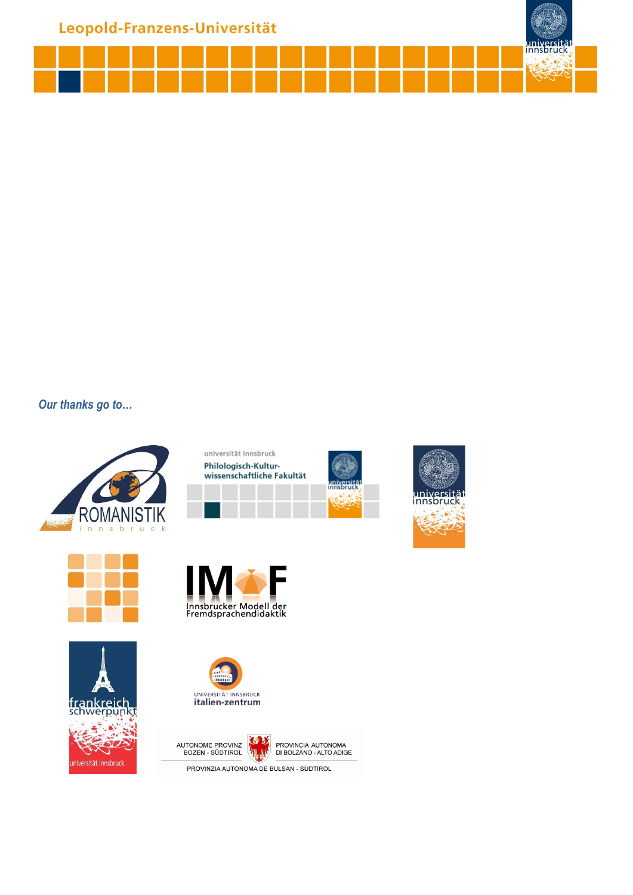*Our thanks go to...*

ROMANISTIK
innsbruck

universität innsbruck
Philologisch-Kultur-wissenschaftliche Fakultät

universität innsbruck

IMoF
Innsbrucker Modell der Fremdsprachendidaktik

frankreich schwerpunkt
universität innsbruck

UNIVERSITÄT INNSBRUCK
italien-zentrum

AUTONOME PROVINZ BOZEN - SÜDTIROL
PROVINCIA AUTONOMA DI BOLZANO - ALTO ADIGE
PROVINZIA AUTONOMA DE BULSAN - SÜDTIROL